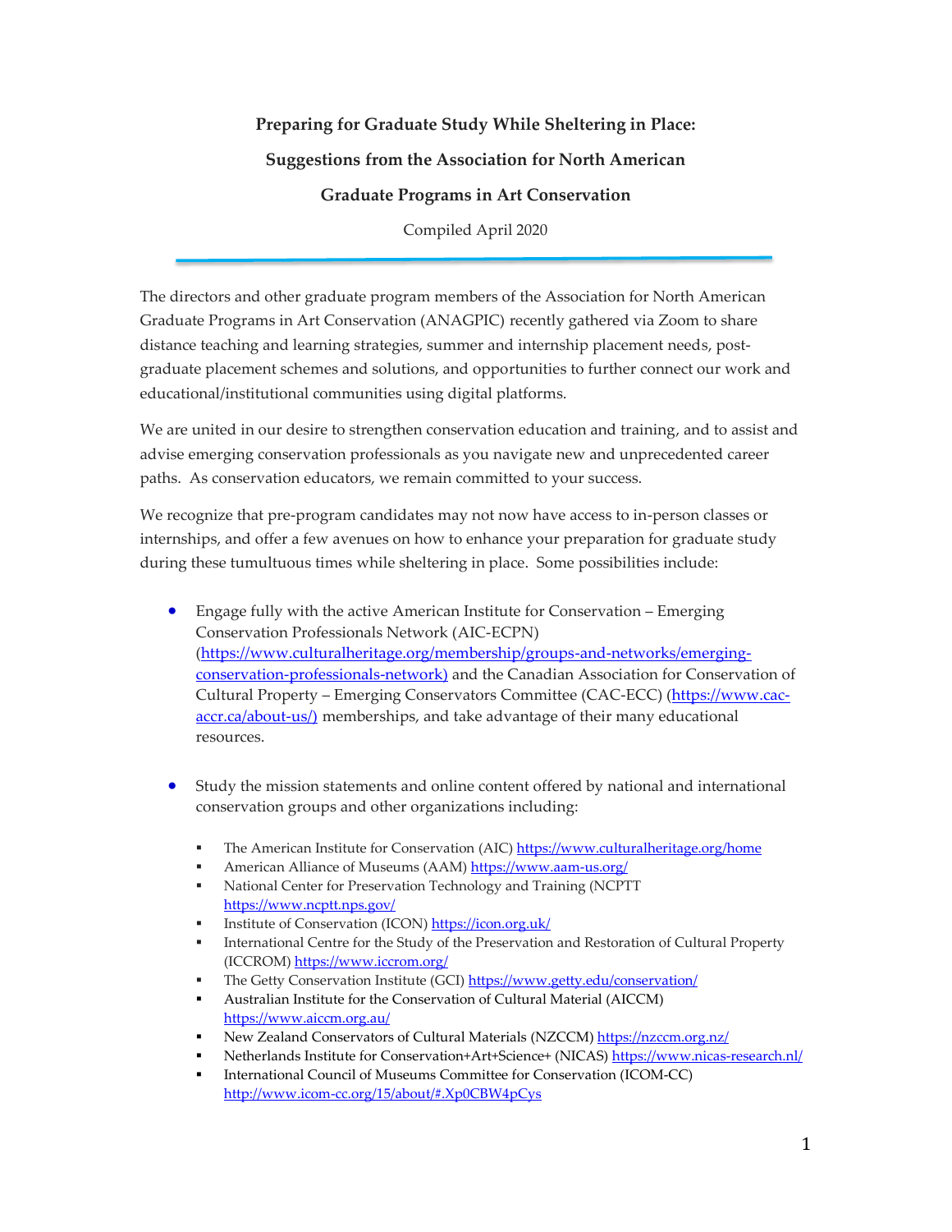# Preparing for Graduate Study While Sheltering in Place:

# Suggestions from the Association for North American Graduate Programs in Art Conservation

Compiled April 2020

---

The directors and other graduate program members of the Association for North American Graduate Programs in Art Conservation (ANAGPIC) recently gathered via Zoom to share distance teaching and learning strategies, summer and internship placement needs, post-graduate placement schemes and solutions, and opportunities to further connect our work and educational/institutional communities using digital platforms.

We are united in our desire to strengthen conservation education and training, and to assist and advise emerging conservation professionals as you navigate new and unprecedented career paths. As conservation educators, we remain committed to your success.

We recognize that pre-program candidates may not now have access to in-person classes or internships, and offer a few avenues on how to enhance your preparation for graduate study during these tumultuous times while sheltering in place. Some possibilities include:

- Engage fully with the active American Institute for Conservation – Emerging Conservation Professionals Network (AIC-ECPN) (https://www.culturalheritage.org/membership/groups-and-networks/emerging-conservation-professionals-network) and the Canadian Association for Conservation of Cultural Property – Emerging Conservators Committee (CAC-ECC) (https://www.cac-accr.ca/about-us/) memberships, and take advantage of their many educational resources.

- Study the mission statements and online content offered by national and international conservation groups and other organizations including:
  - The American Institute for Conservation (AIC) https://www.culturalheritage.org/home
  - American Alliance of Museums (AAM) https://www.aam-us.org/
  - National Center for Preservation Technology and Training (NCPTT https://www.ncptt.nps.gov/
  - Institute of Conservation (ICON) https://icon.org.uk/
  - International Centre for the Study of the Preservation and Restoration of Cultural Property (ICCROM) https://www.iccrom.org/
  - The Getty Conservation Institute (GCI) https://www.getty.edu/conservation/
  - Australian Institute for the Conservation of Cultural Material (AICCM) https://www.aiccm.org.au/
  - New Zealand Conservators of Cultural Materials (NZCCM) https://nzccm.org.nz/
  - Netherlands Institute for Conservation+Art+Science+ (NICAS) https://www.nicas-research.nl/
  - International Council of Museums Committee for Conservation (ICOM-CC) http://www.icom-cc.org/15/about/#.Xp0CBW4pCys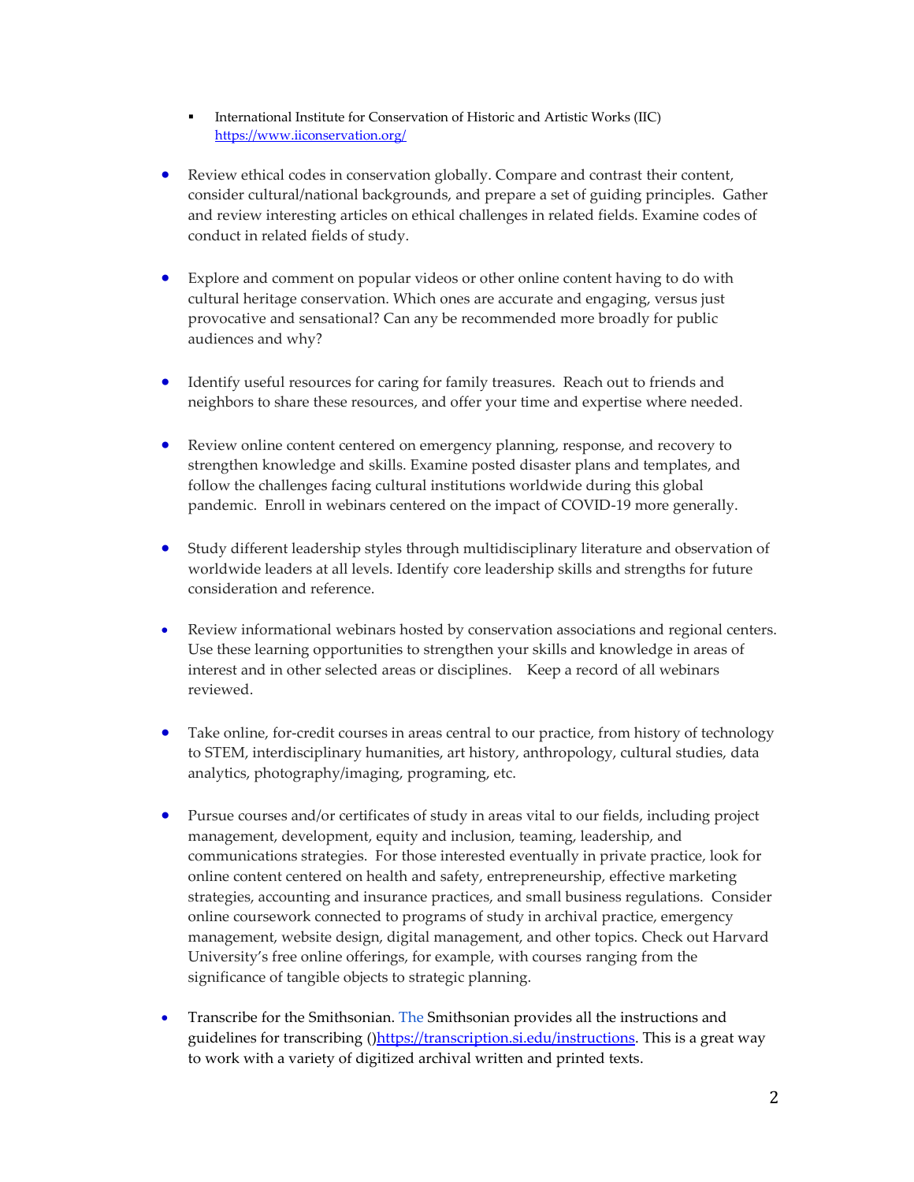- International Institute for Conservation of Historic and Artistic Works (IIC) https://www.iiconservation.org/

- Review ethical codes in conservation globally. Compare and contrast their content, consider cultural/national backgrounds, and prepare a set of guiding principles. Gather and review interesting articles on ethical challenges in related fields. Examine codes of conduct in related fields of study.

- Explore and comment on popular videos or other online content having to do with cultural heritage conservation. Which ones are accurate and engaging, versus just provocative and sensational? Can any be recommended more broadly for public audiences and why?

- Identify useful resources for caring for family treasures. Reach out to friends and neighbors to share these resources, and offer your time and expertise where needed.

- Review online content centered on emergency planning, response, and recovery to strengthen knowledge and skills. Examine posted disaster plans and templates, and follow the challenges facing cultural institutions worldwide during this global pandemic. Enroll in webinars centered on the impact of COVID-19 more generally.

- Study different leadership styles through multidisciplinary literature and observation of worldwide leaders at all levels. Identify core leadership skills and strengths for future consideration and reference.

- Review informational webinars hosted by conservation associations and regional centers. Use these learning opportunities to strengthen your skills and knowledge in areas of interest and in other selected areas or disciplines. Keep a record of all webinars reviewed.

- Take online, for-credit courses in areas central to our practice, from history of technology to STEM, interdisciplinary humanities, art history, anthropology, cultural studies, data analytics, photography/imaging, programing, etc.

- Pursue courses and/or certificates of study in areas vital to our fields, including project management, development, equity and inclusion, teaming, leadership, and communications strategies. For those interested eventually in private practice, look for online content centered on health and safety, entrepreneurship, effective marketing strategies, accounting and insurance practices, and small business regulations. Consider online coursework connected to programs of study in archival practice, emergency management, website design, digital management, and other topics. Check out Harvard University's free online offerings, for example, with courses ranging from the significance of tangible objects to strategic planning.

- Transcribe for the Smithsonian. The Smithsonian provides all the instructions and guidelines for transcribing ()https://transcription.si.edu/instructions. This is a great way to work with a variety of digitized archival written and printed texts.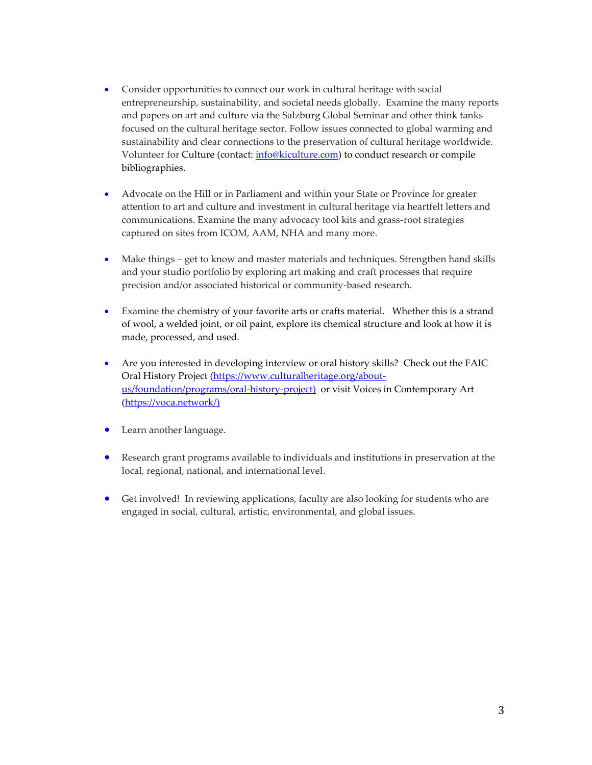- Consider opportunities to connect our work in cultural heritage with social entrepreneurship, sustainability, and societal needs globally. Examine the many reports and papers on art and culture via the Salzburg Global Seminar and other think tanks focused on the cultural heritage sector. Follow issues connected to global warming and sustainability and clear connections to the preservation of cultural heritage worldwide. Volunteer for Culture (contact: [info@kiculture.com](mailto:info@kiculture.com)) to conduct research or compile bibliographies.

- Advocate on the Hill or in Parliament and within your State or Province for greater attention to art and culture and investment in cultural heritage via heartfelt letters and communications. Examine the many advocacy tool kits and grass-root strategies captured on sites from ICOM, AAM, NHA and many more.

- Make things – get to know and master materials and techniques. Strengthen hand skills and your studio portfolio by exploring art making and craft processes that require precision and/or associated historical or community-based research.

- Examine the chemistry of your favorite arts or crafts material. Whether this is a strand of wool, a welded joint, or oil paint, explore its chemical structure and look at how it is made, processed, and used.

- Are you interested in developing interview or oral history skills? Check out the FAIC Oral History Project ([https://www.culturalheritage.org/about-us/foundation/programs/oral-history-project)](https://www.culturalheritage.org/about-us/foundation/programs/oral-history-project) or visit Voices in Contemporary Art ([https://voca.network/)](https://voca.network/)

- Learn another language.

- Research grant programs available to individuals and institutions in preservation at the local, regional, national, and international level.

- Get involved! In reviewing applications, faculty are also looking for students who are engaged in social, cultural, artistic, environmental, and global issues.